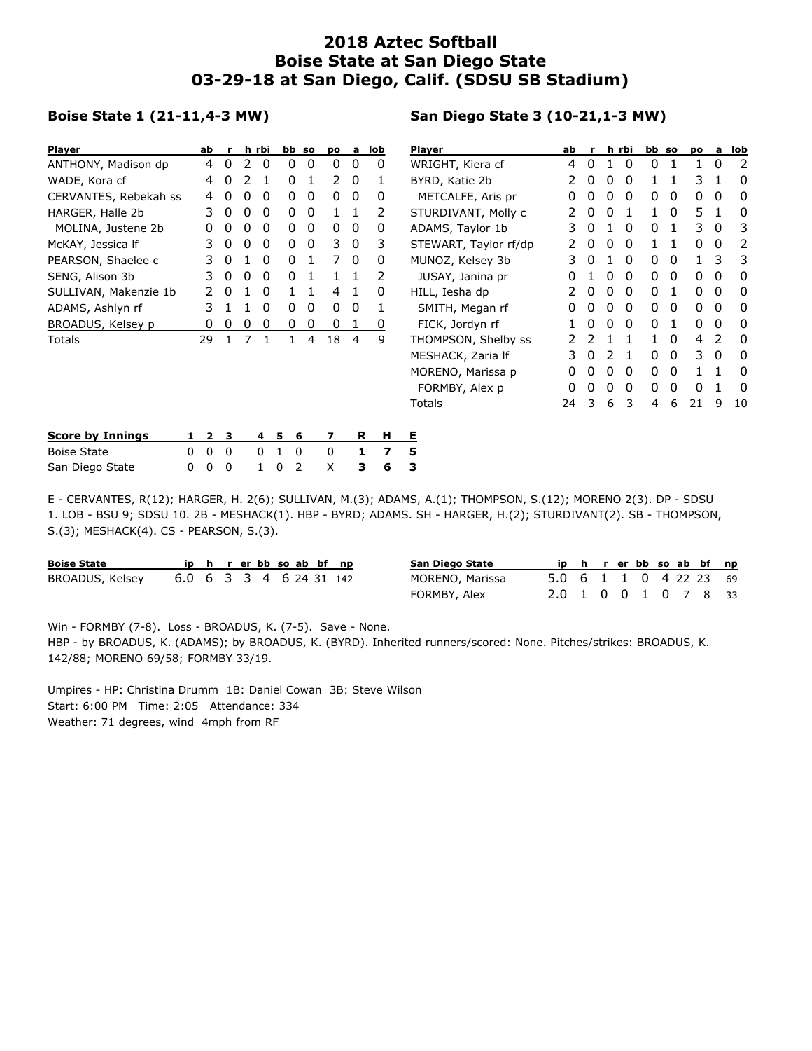# 2018 Aztec Softball
# Boise State at San Diego State
# 03-29-18 at San Diego, Calif. (SDSU SB Stadium)

## Boise State 1 (21-11,4-3 MW)

| Player | ab | r | h | rbi | bb | so | po | a | lob |
|---|---|---|---|---|---|---|---|---|---|
| ANTHONY, Madison dp | 4 | 0 | 2 | 0 | 0 | 0 | 0 | 0 | 0 |
| WADE, Kora cf | 4 | 0 | 2 | 1 | 0 | 1 | 2 | 0 | 1 |
| CERVANTES, Rebekah ss | 4 | 0 | 0 | 0 | 0 | 0 | 0 | 0 | 0 |
| HARGER, Halle 2b | 3 | 0 | 0 | 0 | 0 | 0 | 1 | 1 | 2 |
| MOLINA, Justene 2b | 0 | 0 | 0 | 0 | 0 | 0 | 0 | 0 | 0 |
| McKAY, Jessica lf | 3 | 0 | 0 | 0 | 0 | 0 | 3 | 0 | 3 |
| PEARSON, Shaelee c | 3 | 0 | 1 | 0 | 0 | 1 | 7 | 0 | 0 |
| SENG, Alison 3b | 3 | 0 | 0 | 0 | 0 | 1 | 1 | 1 | 2 |
| SULLIVAN, Makenzie 1b | 2 | 0 | 1 | 0 | 1 | 1 | 4 | 1 | 0 |
| ADAMS, Ashlyn rf | 3 | 1 | 1 | 0 | 0 | 0 | 0 | 0 | 1 |
| BROADUS, Kelsey p | 0 | 0 | 0 | 0 | 0 | 0 | 0 | 1 | 0 |
| Totals | 29 | 1 | 7 | 1 | 1 | 4 | 18 | 4 | 9 |

## San Diego State 3 (10-21,1-3 MW)

| Player | ab | r | h | rbi | bb | so | po | a | lob |
|---|---|---|---|---|---|---|---|---|---|
| WRIGHT, Kiera cf | 4 | 0 | 1 | 0 | 0 | 1 | 1 | 0 | 2 |
| BYRD, Katie 2b | 2 | 0 | 0 | 0 | 1 | 1 | 3 | 1 | 0 |
| METCALFE, Aris pr | 0 | 0 | 0 | 0 | 0 | 0 | 0 | 0 | 0 |
| STURDIVANT, Molly c | 2 | 0 | 0 | 1 | 1 | 0 | 5 | 1 | 0 |
| ADAMS, Taylor 1b | 3 | 0 | 1 | 0 | 0 | 1 | 3 | 0 | 3 |
| STEWART, Taylor rf/dp | 2 | 0 | 0 | 0 | 1 | 1 | 0 | 0 | 2 |
| MUNOZ, Kelsey 3b | 3 | 0 | 1 | 0 | 0 | 0 | 1 | 3 | 3 |
| JUSAY, Janina pr | 0 | 1 | 0 | 0 | 0 | 0 | 0 | 0 | 0 |
| HILL, Iesha dp | 2 | 0 | 0 | 0 | 0 | 1 | 0 | 0 | 0 |
| SMITH, Megan rf | 0 | 0 | 0 | 0 | 0 | 0 | 0 | 0 | 0 |
| FICK, Jordyn rf | 1 | 0 | 0 | 0 | 0 | 1 | 0 | 0 | 0 |
| THOMPSON, Shelby ss | 2 | 2 | 1 | 1 | 1 | 0 | 4 | 2 | 0 |
| MESHACK, Zaria lf | 3 | 0 | 2 | 1 | 0 | 0 | 3 | 0 | 0 |
| MORENO, Marissa p | 0 | 0 | 0 | 0 | 0 | 0 | 1 | 1 | 0 |
| FORMBY, Alex p | 0 | 0 | 0 | 0 | 0 | 0 | 0 | 1 | 0 |
| Totals | 24 | 3 | 6 | 3 | 4 | 6 | 21 | 9 | 10 |

| Score by Innings | 1 | 2 | 3 | 4 | 5 | 6 | 7 | R | H | E |
|---|---|---|---|---|---|---|---|---|---|---|
| Boise State | 0 | 0 | 0 | 0 | 1 | 0 | 0 | **1** | **7** | **5** |
| San Diego State | 0 | 0 | 0 | 1 | 0 | 2 | X | **3** | **6** | **3** |

E - CERVANTES, R(12); HARGER, H. 2(6); SULLIVAN, M.(3); ADAMS, A.(1); THOMPSON, S.(12); MORENO 2(3). DP - SDSU 1. LOB - BSU 9; SDSU 10. 2B - MESHACK(1). HBP - BYRD; ADAMS. SH - HARGER, H.(2); STURDIVANT(2). SB - THOMPSON, S.(3); MESHACK(4). CS - PEARSON, S.(3).

| Boise State | ip | h | r | er | bb | so | ab | bf | np |
|---|---|---|---|---|---|---|---|---|---|
| BROADUS, Kelsey | 6.0 | 6 | 3 | 3 | 4 | 6 | 24 | 31 | 142 |

| San Diego State | ip | h | r | er | bb | so | ab | bf | np |
|---|---|---|---|---|---|---|---|---|---|
| MORENO, Marissa | 5.0 | 6 | 1 | 1 | 0 | 4 | 22 | 23 | 69 |
| FORMBY, Alex | 2.0 | 1 | 0 | 0 | 1 | 0 | 7 | 8 | 33 |

Win - FORMBY (7-8). Loss - BROADUS, K. (7-5). Save - None.
HBP - by BROADUS, K. (ADAMS); by BROADUS, K. (BYRD). Inherited runners/scored: None. Pitches/strikes: BROADUS, K. 142/88; MORENO 69/58; FORMBY 33/19.

Umpires - HP: Christina Drumm 1B: Daniel Cowan 3B: Steve Wilson
Start: 6:00 PM Time: 2:05 Attendance: 334
Weather: 71 degrees, wind 4mph from RF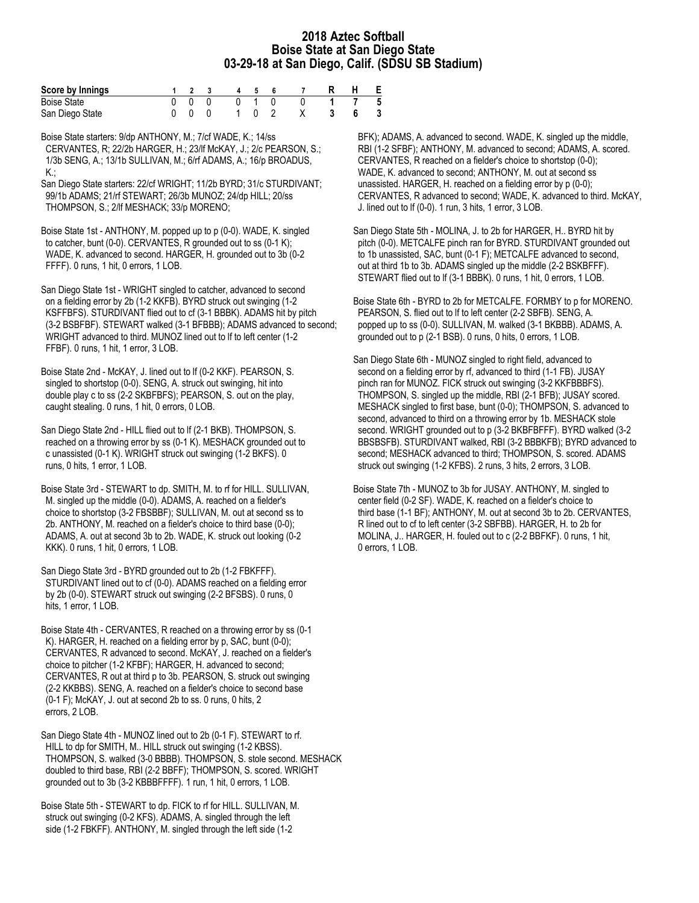# 2018 Aztec Softball
## Boise State at San Diego State
### 03-29-18 at San Diego, Calif. (SDSU SB Stadium)

| Score by Innings | 1 | 2 | 3 | 4 | 5 | 6 | 7 | R | H | E |
|---|---|---|---|---|---|---|---|---|---|---|
| Boise State | 0 | 0 | 0 | 0 | 1 | 0 | 0 | **1** | **7** | **5** |
| San Diego State | 0 | 0 | 0 | 1 | 0 | 2 | X | **3** | **6** | **3** |

Boise State starters: 9/dp ANTHONY, M.; 7/cf WADE, K.; 14/ss CERVANTES, R; 22/2b HARGER, H.; 23/lf McKAY, J.; 2/c PEARSON, S.; 1/3b SENG, A.; 13/1b SULLIVAN, M.; 6/rf ADAMS, A.; 16/p BROADUS, K.;

San Diego State starters: 22/cf WRIGHT; 11/2b BYRD; 31/c STURDIVANT; 99/1b ADAMS; 21/rf STEWART; 26/3b MUNOZ; 24/dp HILL; 20/ss THOMPSON, S.; 2/lf MESHACK; 33/p MORENO;

Boise State 1st - ANTHONY, M. popped up to p (0-0). WADE, K. singled to catcher, bunt (0-0). CERVANTES, R grounded out to ss (0-1 K); WADE, K. advanced to second. HARGER, H. grounded out to 3b (0-2 FFFF). 0 runs, 1 hit, 0 errors, 1 LOB.

San Diego State 1st - WRIGHT singled to catcher, advanced to second on a fielding error by 2b (1-2 KKFB). BYRD struck out swinging (1-2 KSFFBFS). STURDIVANT flied out to cf (3-1 BBBK). ADAMS hit by pitch (3-2 BSBFBF). STEWART walked (3-1 BFBBB); ADAMS advanced to second; WRIGHT advanced to third. MUNOZ lined out to lf to left center (1-2 FFBF). 0 runs, 1 hit, 1 error, 3 LOB.

Boise State 2nd - McKAY, J. lined out to lf (0-2 KKF). PEARSON, S. singled to shortstop (0-0). SENG, A. struck out swinging, hit into double play c to ss (2-2 SKBFBFS); PEARSON, S. out on the play, caught stealing. 0 runs, 1 hit, 0 errors, 0 LOB.

San Diego State 2nd - HILL flied out to lf (2-1 BKB). THOMPSON, S. reached on a throwing error by ss (0-1 K). MESHACK grounded out to c unassisted (0-1 K). WRIGHT struck out swinging (1-2 BKFS). 0 runs, 0 hits, 1 error, 1 LOB.

Boise State 3rd - STEWART to dp. SMITH, M. to rf for HILL. SULLIVAN, M. singled up the middle (0-0). ADAMS, A. reached on a fielder's choice to shortstop (3-2 FBSBBF); SULLIVAN, M. out at second ss to 2b. ANTHONY, M. reached on a fielder's choice to third base (0-0); ADAMS, A. out at second 3b to 2b. WADE, K. struck out looking (0-2 KKK). 0 runs, 1 hit, 0 errors, 1 LOB.

San Diego State 3rd - BYRD grounded out to 2b (1-2 FBKFFF). STURDIVANT lined out to cf (0-0). ADAMS reached on a fielding error by 2b (0-0). STEWART struck out swinging (2-2 BFSBS). 0 runs, 0 hits, 1 error, 1 LOB.

Boise State 4th - CERVANTES, R reached on a throwing error by ss (0-1 K). HARGER, H. reached on a fielding error by p, SAC, bunt (0-0); CERVANTES, R advanced to second. McKAY, J. reached on a fielder's choice to pitcher (1-2 KFBF); HARGER, H. advanced to second; CERVANTES, R out at third p to 3b. PEARSON, S. struck out swinging (2-2 KKBBS). SENG, A. reached on a fielder's choice to second base (0-1 F); McKAY, J. out at second 2b to ss. 0 runs, 0 hits, 2 errors, 2 LOB.

San Diego State 4th - MUNOZ lined out to 2b (0-1 F). STEWART to rf. HILL to dp for SMITH, M.. HILL struck out swinging (1-2 KBSS). THOMPSON, S. walked (3-0 BBBB). THOMPSON, S. stole second. MESHACK doubled to third base, RBI (2-2 BBFF); THOMPSON, S. scored. WRIGHT grounded out to 3b (3-2 KBBBFFFF). 1 run, 1 hit, 0 errors, 1 LOB.

Boise State 5th - STEWART to dp. FICK to rf for HILL. SULLIVAN, M. struck out swinging (0-2 KFS). ADAMS, A. singled through the left side (1-2 FBKFF). ANTHONY, M. singled through the left side (1-2 BFK); ADAMS, A. advanced to second. WADE, K. singled up the middle, RBI (1-2 SFBF); ANTHONY, M. advanced to second; ADAMS, A. scored. CERVANTES, R reached on a fielder's choice to shortstop (0-0); WADE, K. advanced to second; ANTHONY, M. out at second ss unassisted. HARGER, H. reached on a fielding error by p (0-0); CERVANTES, R advanced to second; WADE, K. advanced to third. McKAY, J. lined out to lf (0-0). 1 run, 3 hits, 1 error, 3 LOB.

San Diego State 5th - MOLINA, J. to 2b for HARGER, H.. BYRD hit by pitch (0-0). METCALFE pinch ran for BYRD. STURDIVANT grounded out to 1b unassisted, SAC, bunt (0-1 F); METCALFE advanced to second, out at third 1b to 3b. ADAMS singled up the middle (2-2 BSKBFFF). STEWART flied out to lf (3-1 BBBK). 0 runs, 1 hit, 0 errors, 1 LOB.

Boise State 6th - BYRD to 2b for METCALFE. FORMBY to p for MORENO. PEARSON, S. flied out to lf to left center (2-2 SBFB). SENG, A. popped up to ss (0-0). SULLIVAN, M. walked (3-1 BKBBB). ADAMS, A. grounded out to p (2-1 BSB). 0 runs, 0 hits, 0 errors, 1 LOB.

San Diego State 6th - MUNOZ singled to right field, advanced to second on a fielding error by rf, advanced to third (1-1 FB). JUSAY pinch ran for MUNOZ. FICK struck out swinging (3-2 KKFBBBFS). THOMPSON, S. singled up the middle, RBI (2-1 BFB); JUSAY scored. MESHACK singled to first base, bunt (0-0); THOMPSON, S. advanced to second, advanced to third on a throwing error by 1b. MESHACK stole second. WRIGHT grounded out to p (3-2 BKBFBFFF). BYRD walked (3-2 BBSBSFB). STURDIVANT walked, RBI (3-2 BBBKFB); BYRD advanced to second; MESHACK advanced to third; THOMPSON, S. scored. ADAMS struck out swinging (1-2 KFBS). 2 runs, 3 hits, 2 errors, 3 LOB.

Boise State 7th - MUNOZ to 3b for JUSAY. ANTHONY, M. singled to center field (0-2 SF). WADE, K. reached on a fielder's choice to third base (1-1 BF); ANTHONY, M. out at second 3b to 2b. CERVANTES, R lined out to cf to left center (3-2 SBFBB). HARGER, H. to 2b for MOLINA, J.. HARGER, H. fouled out to c (2-2 BBFKF). 0 runs, 1 hit, 0 errors, 1 LOB.